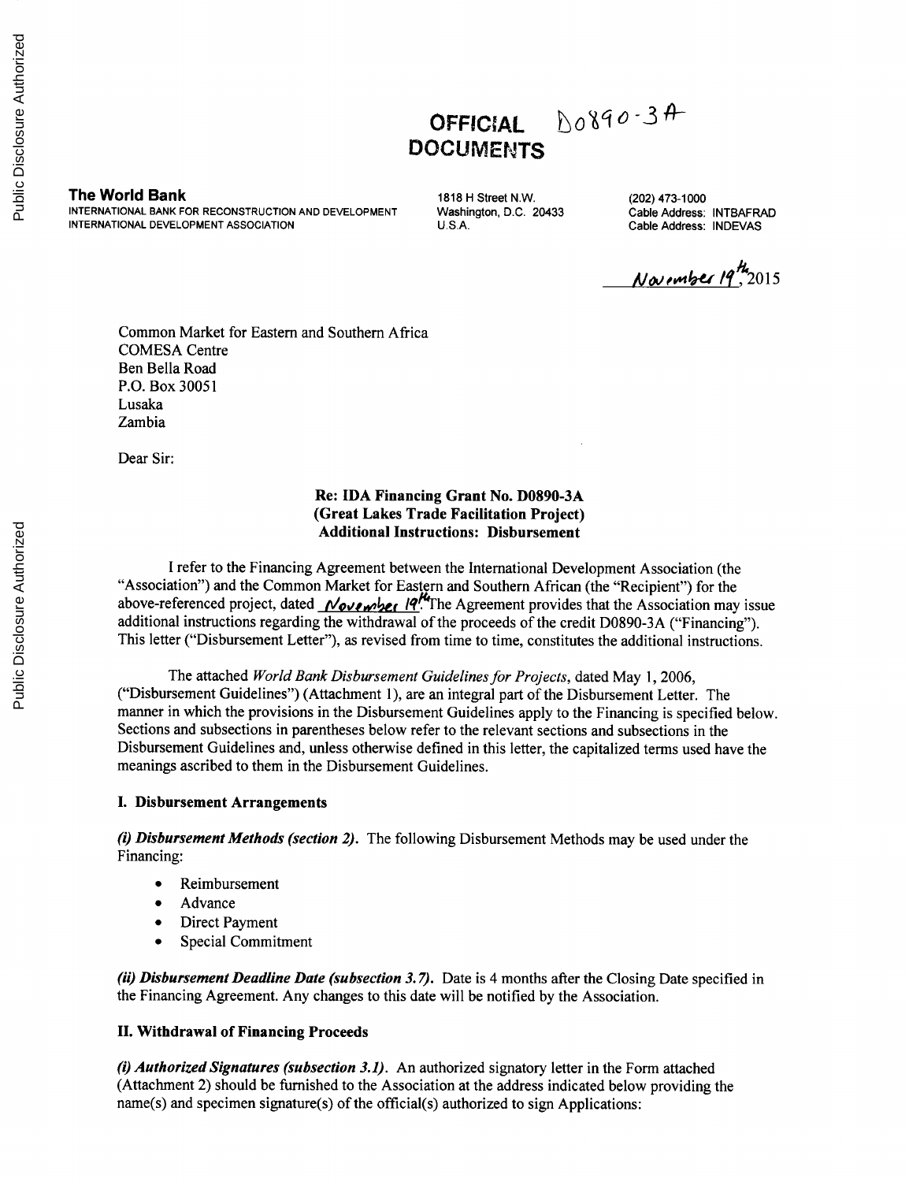**OFFICIAL DOCUMENTS** D0890-3A

**The World Bank**
INTERNATIONAL BANK FOR RECONSTRUCTION AND DEVELOPMENT
INTERNATIONAL DEVELOPMENT ASSOCIATION

1818 H Street N.W.
Washington, D.C. 20433
U.S.A.

(202) 473-1000
Cable Address: INTBAFRAD
Cable Address: INDEVAS

November 19th, 2015

Common Market for Eastern and Southern Africa
COMESA Centre
Ben Bella Road
P.O. Box 30051
Lusaka
Zambia

Dear Sir:

**Re: IDA Financing Grant No. D0890-3A**
**(Great Lakes Trade Facilitation Project)**
**Additional Instructions: Disbursement**

I refer to the Financing Agreement between the International Development Association (the "Association") and the Common Market for Eastern and Southern African (the "Recipient") for the above-referenced project, dated November 19th. The Agreement provides that the Association may issue additional instructions regarding the withdrawal of the proceeds of the credit D0890-3A ("Financing"). This letter ("Disbursement Letter"), as revised from time to time, constitutes the additional instructions.

The attached *World Bank Disbursement Guidelines for Projects*, dated May 1, 2006, ("Disbursement Guidelines") (Attachment 1), are an integral part of the Disbursement Letter. The manner in which the provisions in the Disbursement Guidelines apply to the Financing is specified below. Sections and subsections in parentheses below refer to the relevant sections and subsections in the Disbursement Guidelines and, unless otherwise defined in this letter, the capitalized terms used have the meanings ascribed to them in the Disbursement Guidelines.

**I. Disbursement Arrangements**

***(i) Disbursement Methods (section 2).*** The following Disbursement Methods may be used under the Financing:

- Reimbursement
- Advance
- Direct Payment
- Special Commitment

***(ii) Disbursement Deadline Date (subsection 3.7).*** Date is 4 months after the Closing Date specified in the Financing Agreement. Any changes to this date will be notified by the Association.

**II. Withdrawal of Financing Proceeds**

***(i) Authorized Signatures (subsection 3.1).*** An authorized signatory letter in the Form attached (Attachment 2) should be furnished to the Association at the address indicated below providing the name(s) and specimen signature(s) of the official(s) authorized to sign Applications: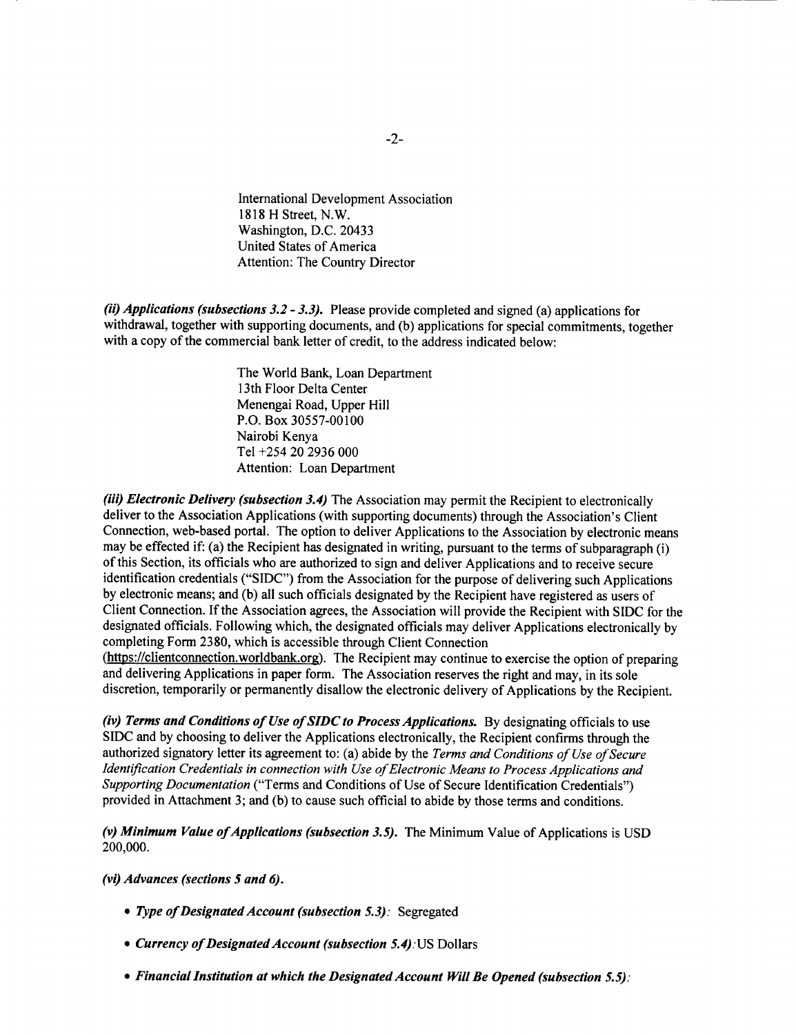International Development Association
1818 H Street, N.W.
Washington, D.C. 20433
United States of America
Attention: The Country Director

***(ii) Applications (subsections 3.2 - 3.3).*** Please provide completed and signed (a) applications for withdrawal, together with supporting documents, and (b) applications for special commitments, together with a copy of the commercial bank letter of credit, to the address indicated below:

The World Bank, Loan Department
13th Floor Delta Center
Menengai Road, Upper Hill
P.O. Box 30557-00100
Nairobi Kenya
Tel +254 20 2936 000
Attention: Loan Department

***(iii) Electronic Delivery (subsection 3.4)*** The Association may permit the Recipient to electronically deliver to the Association Applications (with supporting documents) through the Association's Client Connection, web-based portal. The option to deliver Applications to the Association by electronic means may be effected if: (a) the Recipient has designated in writing, pursuant to the terms of subparagraph (i) of this Section, its officials who are authorized to sign and deliver Applications and to receive secure identification credentials ("SIDC") from the Association for the purpose of delivering such Applications by electronic means; and (b) all such officials designated by the Recipient have registered as users of Client Connection. If the Association agrees, the Association will provide the Recipient with SIDC for the designated officials. Following which, the designated officials may deliver Applications electronically by completing Form 2380, which is accessible through Client Connection (https://clientconnection.worldbank.org). The Recipient may continue to exercise the option of preparing and delivering Applications in paper form. The Association reserves the right and may, in its sole discretion, temporarily or permanently disallow the electronic delivery of Applications by the Recipient.

***(iv) Terms and Conditions of Use of SIDC to Process Applications.*** By designating officials to use SIDC and by choosing to deliver the Applications electronically, the Recipient confirms through the authorized signatory letter its agreement to: (a) abide by the *Terms and Conditions of Use of Secure Identification Credentials in connection with Use of Electronic Means to Process Applications and Supporting Documentation* ("Terms and Conditions of Use of Secure Identification Credentials") provided in Attachment 3; and (b) to cause such official to abide by those terms and conditions.

***(v) Minimum Value of Applications (subsection 3.5).*** The Minimum Value of Applications is USD 200,000.

***(vi) Advances (sections 5 and 6).***

- ***Type of Designated Account (subsection 5.3):*** Segregated
- ***Currency of Designated Account (subsection 5.4):*** US Dollars
- ***Financial Institution at which the Designated Account Will Be Opened (subsection 5.5):***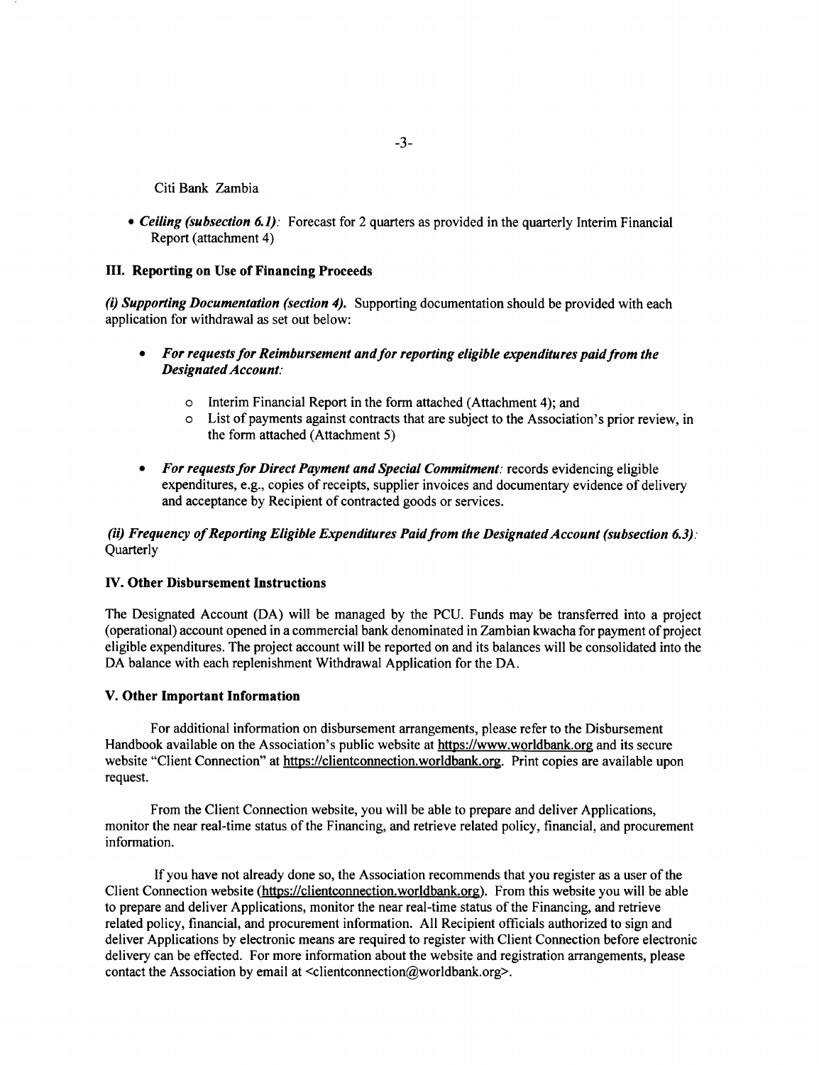Citi Bank Zambia

- ***Ceiling (subsection 6.1)***: Forecast for 2 quarters as provided in the quarterly Interim Financial Report (attachment 4)

### III. Reporting on Use of Financing Proceeds

***(i) Supporting Documentation (section 4).*** Supporting documentation should be provided with each application for withdrawal as set out below:

- ***For requests for Reimbursement and for reporting eligible expenditures paid from the Designated Account:***
    - Interim Financial Report in the form attached (Attachment 4); and
    - List of payments against contracts that are subject to the Association's prior review, in the form attached (Attachment 5)
- ***For requests for Direct Payment and Special Commitment:*** records evidencing eligible expenditures, e.g., copies of receipts, supplier invoices and documentary evidence of delivery and acceptance by Recipient of contracted goods or services.

***(ii) Frequency of Reporting Eligible Expenditures Paid from the Designated Account (subsection 6.3):*** Quarterly

### IV. Other Disbursement Instructions

The Designated Account (DA) will be managed by the PCU. Funds may be transferred into a project (operational) account opened in a commercial bank denominated in Zambian kwacha for payment of project eligible expenditures. The project account will be reported on and its balances will be consolidated into the DA balance with each replenishment Withdrawal Application for the DA.

### V. Other Important Information

For additional information on disbursement arrangements, please refer to the Disbursement Handbook available on the Association's public website at https://www.worldbank.org and its secure website "Client Connection" at https://clientconnection.worldbank.org. Print copies are available upon request.

From the Client Connection website, you will be able to prepare and deliver Applications, monitor the near real-time status of the Financing, and retrieve related policy, financial, and procurement information.

If you have not already done so, the Association recommends that you register as a user of the Client Connection website (https://clientconnection.worldbank.org). From this website you will be able to prepare and deliver Applications, monitor the near real-time status of the Financing, and retrieve related policy, financial, and procurement information. All Recipient officials authorized to sign and deliver Applications by electronic means are required to register with Client Connection before electronic delivery can be effected. For more information about the website and registration arrangements, please contact the Association by email at <clientconnection@worldbank.org>.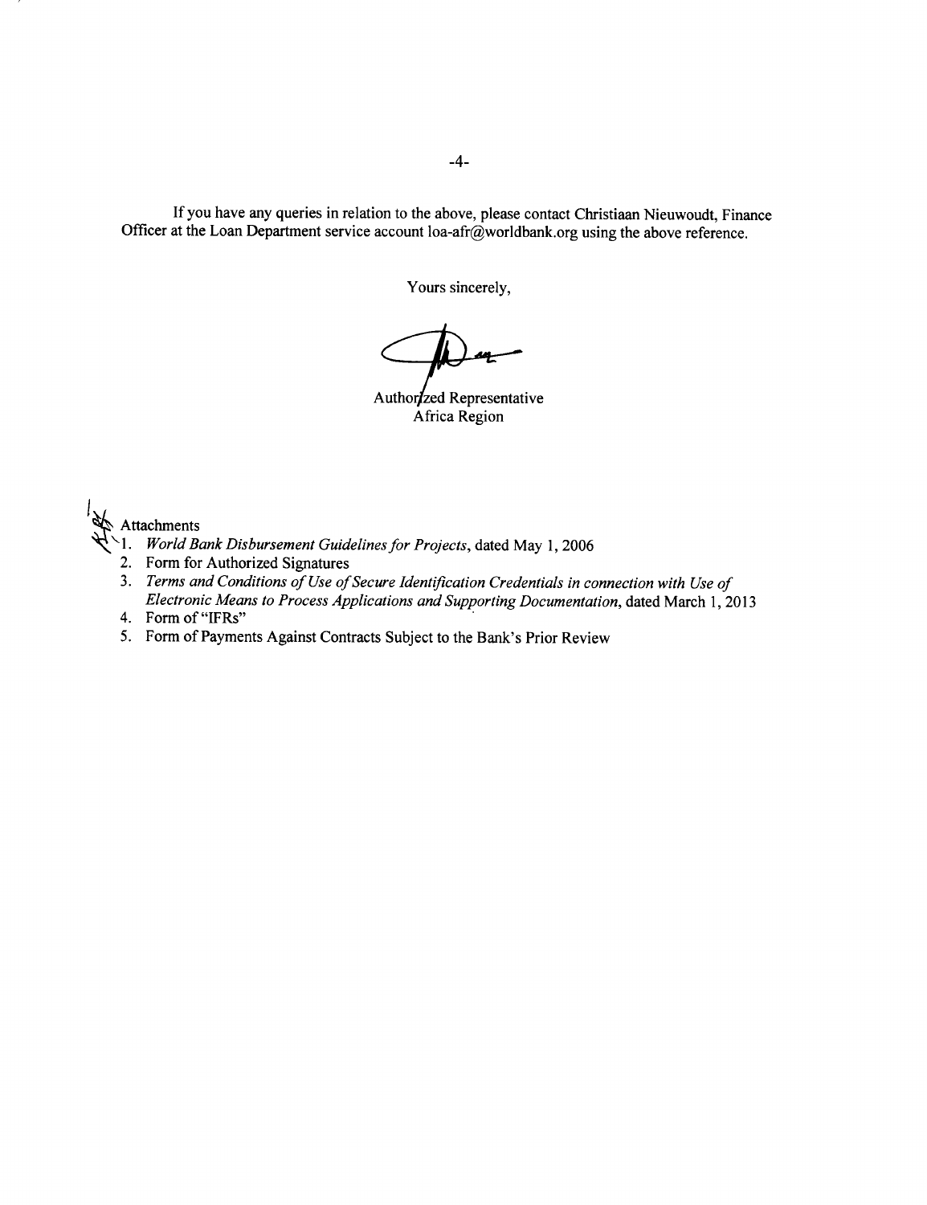If you have any queries in relation to the above, please contact Christiaan Nieuwoudt, Finance Officer at the Loan Department service account loa-afr@worldbank.org using the above reference.

Yours sincerely,

Authorized Representative
Africa Region

Attachments

1. *World Bank Disbursement Guidelines for Projects*, dated May 1, 2006
2. Form for Authorized Signatures
3. *Terms and Conditions of Use of Secure Identification Credentials in connection with Use of Electronic Means to Process Applications and Supporting Documentation*, dated March 1, 2013
4. Form of "IFRs"
5. Form of Payments Against Contracts Subject to the Bank's Prior Review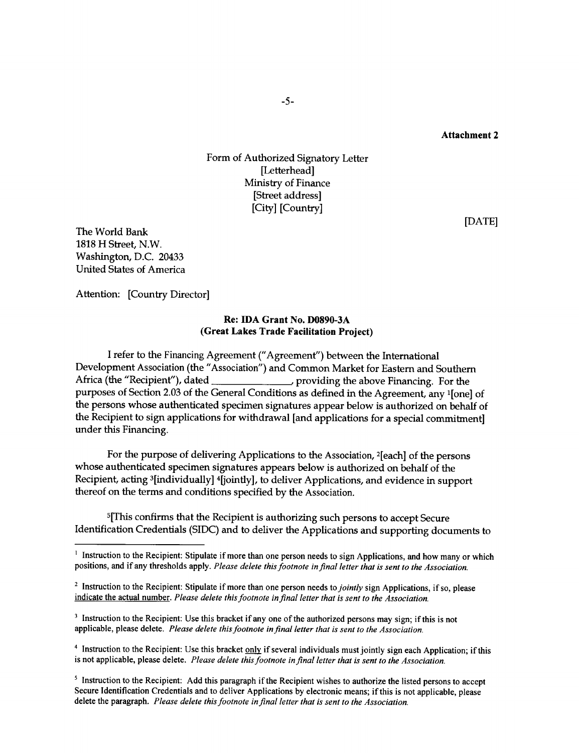**Attachment 2**

Form of Authorized Signatory Letter
[Letterhead]
Ministry of Finance
[Street address]
[City] [Country]

[DATE]

The World Bank
1818 H Street, N.W.
Washington, D.C. 20433
United States of America

Attention: [Country Director]

**Re: IDA Grant No. D0890-3A**
**(Great Lakes Trade Facilitation Project)**

I refer to the Financing Agreement ("Agreement") between the International Development Association (the "Association") and Common Market for Eastern and Southern Africa (the "Recipient"), dated _______________, providing the above Financing. For the purposes of Section 2.03 of the General Conditions as defined in the Agreement, any [1][one] of the persons whose authenticated specimen signatures appear below is authorized on behalf of the Recipient to sign applications for withdrawal [and applications for a special commitment] under this Financing.

For the purpose of delivering Applications to the Association, [2][each] of the persons whose authenticated specimen signatures appears below is authorized on behalf of the Recipient, acting [3][individually] [4][jointly], to deliver Applications, and evidence in support thereof on the terms and conditions specified by the Association.

[5][This confirms that the Recipient is authorizing such persons to accept Secure Identification Credentials (SIDC) and to deliver the Applications and supporting documents to

---

[1] Instruction to the Recipient: Stipulate if more than one person needs to sign Applications, and how many or which positions, and if any thresholds apply. *Please delete this footnote in final letter that is sent to the Association.*

[2] Instruction to the Recipient: Stipulate if more than one person needs to *jointly* sign Applications, if so, please indicate the actual number. *Please delete this footnote in final letter that is sent to the Association.*

[3] Instruction to the Recipient: Use this bracket if any one of the authorized persons may sign; if this is not applicable, please delete. *Please delete this footnote in final letter that is sent to the Association.*

[4] Instruction to the Recipient: Use this bracket only if several individuals must jointly sign each Application; if this is not applicable, please delete. *Please delete this footnote in final letter that is sent to the Association.*

[5] Instruction to the Recipient: Add this paragraph if the Recipient wishes to authorize the listed persons to accept Secure Identification Credentials and to deliver Applications by electronic means; if this is not applicable, please delete the paragraph. *Please delete this footnote in final letter that is sent to the Association.*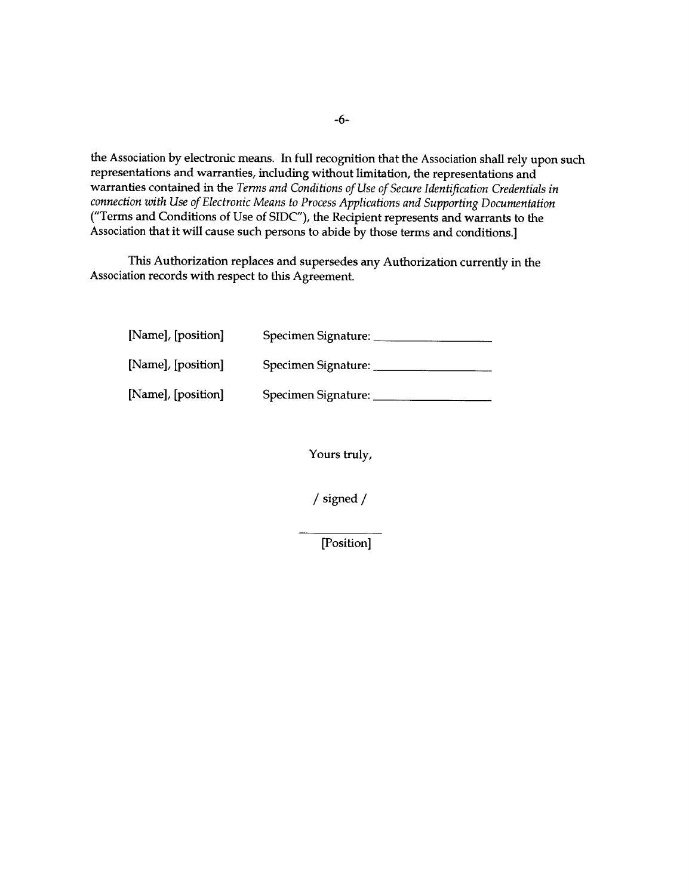the Association by electronic means. In full recognition that the Association shall rely upon such representations and warranties, including without limitation, the representations and warranties contained in the *Terms and Conditions of Use of Secure Identification Credentials in connection with Use of Electronic Means to Process Applications and Supporting Documentation* ("Terms and Conditions of Use of SIDC"), the Recipient represents and warrants to the Association that it will cause such persons to abide by those terms and conditions.]

This Authorization replaces and supersedes any Authorization currently in the Association records with respect to this Agreement.

[Name], [position] Specimen Signature: ___________________

[Name], [position] Specimen Signature: ___________________

[Name], [position] Specimen Signature: ___________________

Yours truly,

/ signed /

_____________
[Position]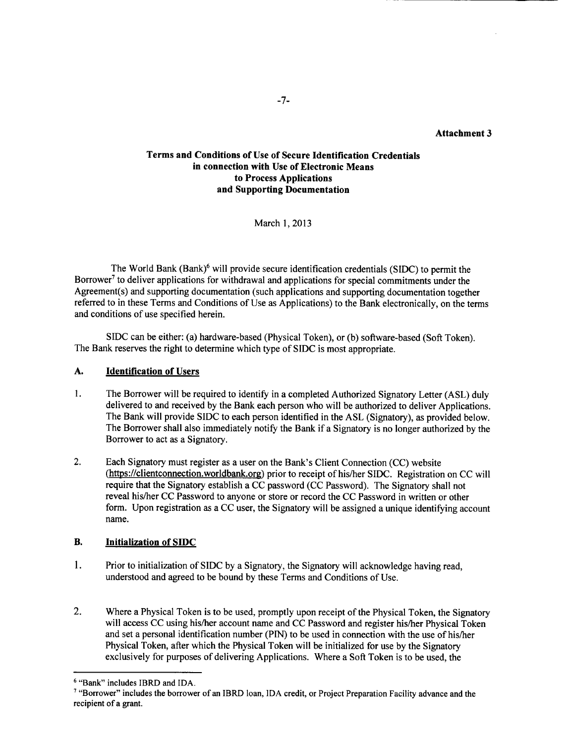**Attachment 3**

## Terms and Conditions of Use of Secure Identification Credentials in connection with Use of Electronic Means to Process Applications and Supporting Documentation

March 1, 2013

The World Bank (Bank)[6] will provide secure identification credentials (SIDC) to permit the Borrower[7] to deliver applications for withdrawal and applications for special commitments under the Agreement(s) and supporting documentation (such applications and supporting documentation together referred to in these Terms and Conditions of Use as Applications) to the Bank electronically, on the terms and conditions of use specified herein.

SIDC can be either: (a) hardware-based (Physical Token), or (b) software-based (Soft Token). The Bank reserves the right to determine which type of SIDC is most appropriate.

### A. Identification of Users

1. The Borrower will be required to identify in a completed Authorized Signatory Letter (ASL) duly delivered to and received by the Bank each person who will be authorized to deliver Applications. The Bank will provide SIDC to each person identified in the ASL (Signatory), as provided below. The Borrower shall also immediately notify the Bank if a Signatory is no longer authorized by the Borrower to act as a Signatory.

2. Each Signatory must register as a user on the Bank's Client Connection (CC) website (https://clientconnection.worldbank.org) prior to receipt of his/her SIDC. Registration on CC will require that the Signatory establish a CC password (CC Password). The Signatory shall not reveal his/her CC Password to anyone or store or record the CC Password in written or other form. Upon registration as a CC user, the Signatory will be assigned a unique identifying account name.

### B. Initialization of SIDC

1. Prior to initialization of SIDC by a Signatory, the Signatory will acknowledge having read, understood and agreed to be bound by these Terms and Conditions of Use.

2. Where a Physical Token is to be used, promptly upon receipt of the Physical Token, the Signatory will access CC using his/her account name and CC Password and register his/her Physical Token and set a personal identification number (PIN) to be used in connection with the use of his/her Physical Token, after which the Physical Token will be initialized for use by the Signatory exclusively for purposes of delivering Applications. Where a Soft Token is to be used, the

---

[6] "Bank" includes IBRD and IDA.

[7] "Borrower" includes the borrower of an IBRD loan, IDA credit, or Project Preparation Facility advance and the recipient of a grant.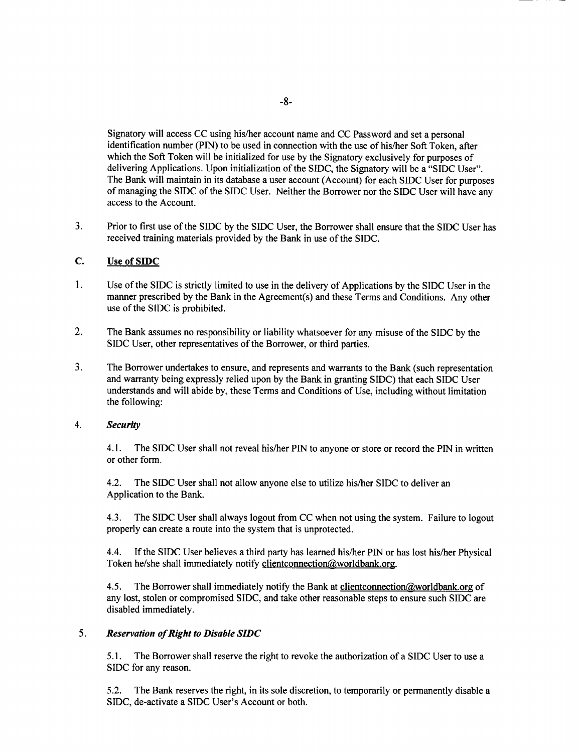Signatory will access CC using his/her account name and CC Password and set a personal identification number (PIN) to be used in connection with the use of his/her Soft Token, after which the Soft Token will be initialized for use by the Signatory exclusively for purposes of delivering Applications. Upon initialization of the SIDC, the Signatory will be a "SIDC User". The Bank will maintain in its database a user account (Account) for each SIDC User for purposes of managing the SIDC of the SIDC User. Neither the Borrower nor the SIDC User will have any access to the Account.

3. Prior to first use of the SIDC by the SIDC User, the Borrower shall ensure that the SIDC User has received training materials provided by the Bank in use of the SIDC.

## C. Use of SIDC

1. Use of the SIDC is strictly limited to use in the delivery of Applications by the SIDC User in the manner prescribed by the Bank in the Agreement(s) and these Terms and Conditions. Any other use of the SIDC is prohibited.

2. The Bank assumes no responsibility or liability whatsoever for any misuse of the SIDC by the SIDC User, other representatives of the Borrower, or third parties.

3. The Borrower undertakes to ensure, and represents and warrants to the Bank (such representation and warranty being expressly relied upon by the Bank in granting SIDC) that each SIDC User understands and will abide by, these Terms and Conditions of Use, including without limitation the following:

4. ***Security***

   4.1. The SIDC User shall not reveal his/her PIN to anyone or store or record the PIN in written or other form.

   4.2. The SIDC User shall not allow anyone else to utilize his/her SIDC to deliver an Application to the Bank.

   4.3. The SIDC User shall always logout from CC when not using the system. Failure to logout properly can create a route into the system that is unprotected.

   4.4. If the SIDC User believes a third party has learned his/her PIN or has lost his/her Physical Token he/she shall immediately notify clientconnection@worldbank.org.

   4.5. The Borrower shall immediately notify the Bank at clientconnection@worldbank.org of any lost, stolen or compromised SIDC, and take other reasonable steps to ensure such SIDC are disabled immediately.

5. ***Reservation of Right to Disable SIDC***

   5.1. The Borrower shall reserve the right to revoke the authorization of a SIDC User to use a SIDC for any reason.

   5.2. The Bank reserves the right, in its sole discretion, to temporarily or permanently disable a SIDC, de-activate a SIDC User's Account or both.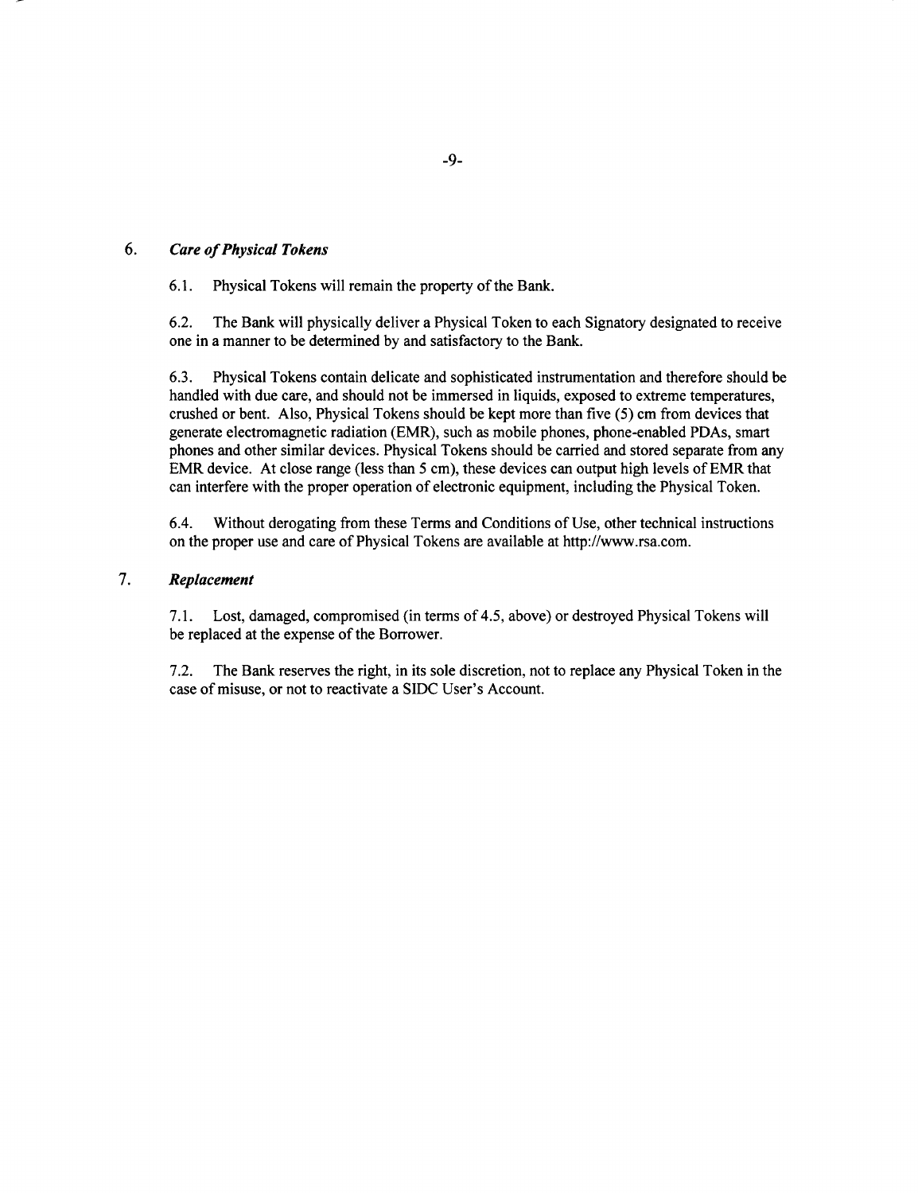## 6. *Care of Physical Tokens*

6.1. Physical Tokens will remain the property of the Bank.

6.2. The Bank will physically deliver a Physical Token to each Signatory designated to receive one in a manner to be determined by and satisfactory to the Bank.

6.3. Physical Tokens contain delicate and sophisticated instrumentation and therefore should be handled with due care, and should not be immersed in liquids, exposed to extreme temperatures, crushed or bent. Also, Physical Tokens should be kept more than five (5) cm from devices that generate electromagnetic radiation (EMR), such as mobile phones, phone-enabled PDAs, smart phones and other similar devices. Physical Tokens should be carried and stored separate from any EMR device. At close range (less than 5 cm), these devices can output high levels of EMR that can interfere with the proper operation of electronic equipment, including the Physical Token.

6.4. Without derogating from these Terms and Conditions of Use, other technical instructions on the proper use and care of Physical Tokens are available at http://www.rsa.com.

## 7. *Replacement*

7.1. Lost, damaged, compromised (in terms of 4.5, above) or destroyed Physical Tokens will be replaced at the expense of the Borrower.

7.2. The Bank reserves the right, in its sole discretion, not to replace any Physical Token in the case of misuse, or not to reactivate a SIDC User's Account.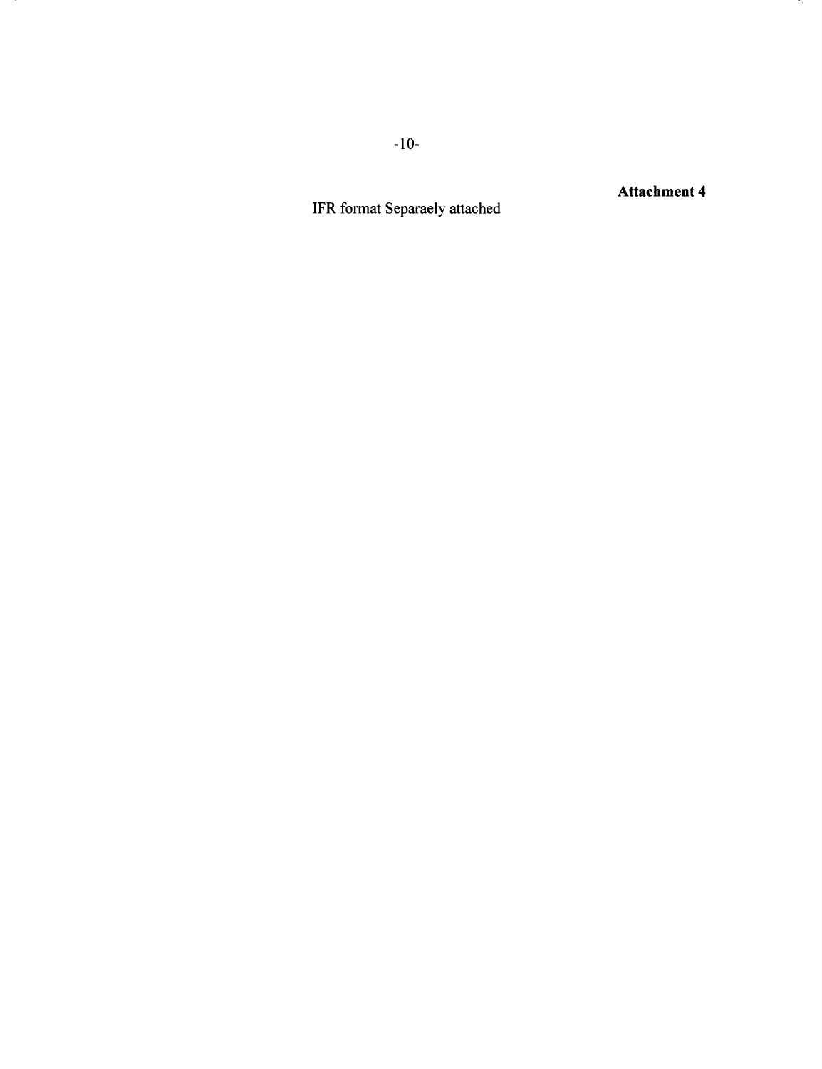**Attachment 4**

IFR format Separaely attached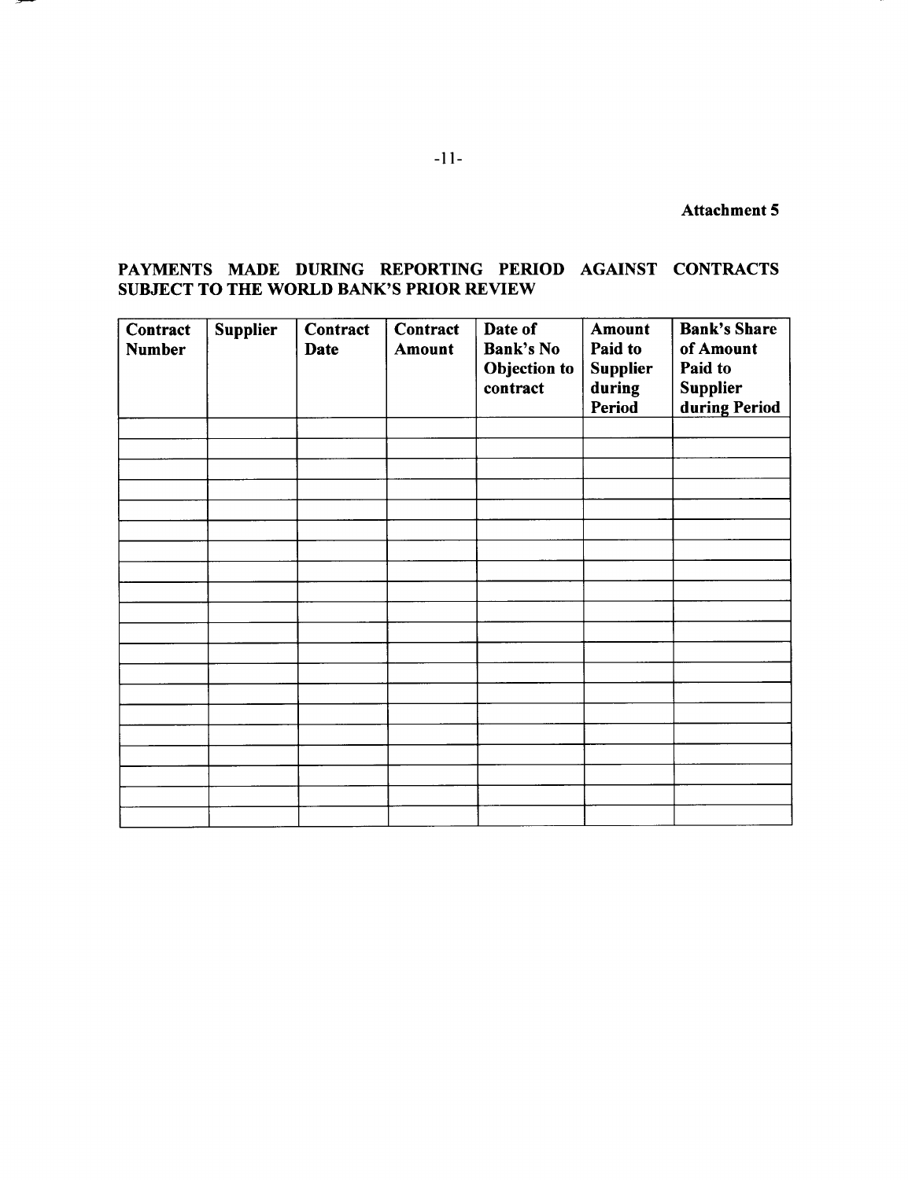Attachment 5

**PAYMENTS MADE DURING REPORTING PERIOD AGAINST CONTRACTS SUBJECT TO THE WORLD BANK'S PRIOR REVIEW**

| Contract Number | Supplier | Contract Date | Contract Amount | Date of Bank's No Objection to contract | Amount Paid to Supplier during Period | Bank's Share of Amount Paid to Supplier during Period |
|---|---|---|---|---|---|---|
| | | | | | | |
| | | | | | | |
| | | | | | | |
| | | | | | | |
| | | | | | | |
| | | | | | | |
| | | | | | | |
| | | | | | | |
| | | | | | | |
| | | | | | | |
| | | | | | | |
| | | | | | | |
| | | | | | | |
| | | | | | | |
| | | | | | | |
| | | | | | | |
| | | | | | | |
| | | | | | | |
| | | | | | | |
| | | | | | | |